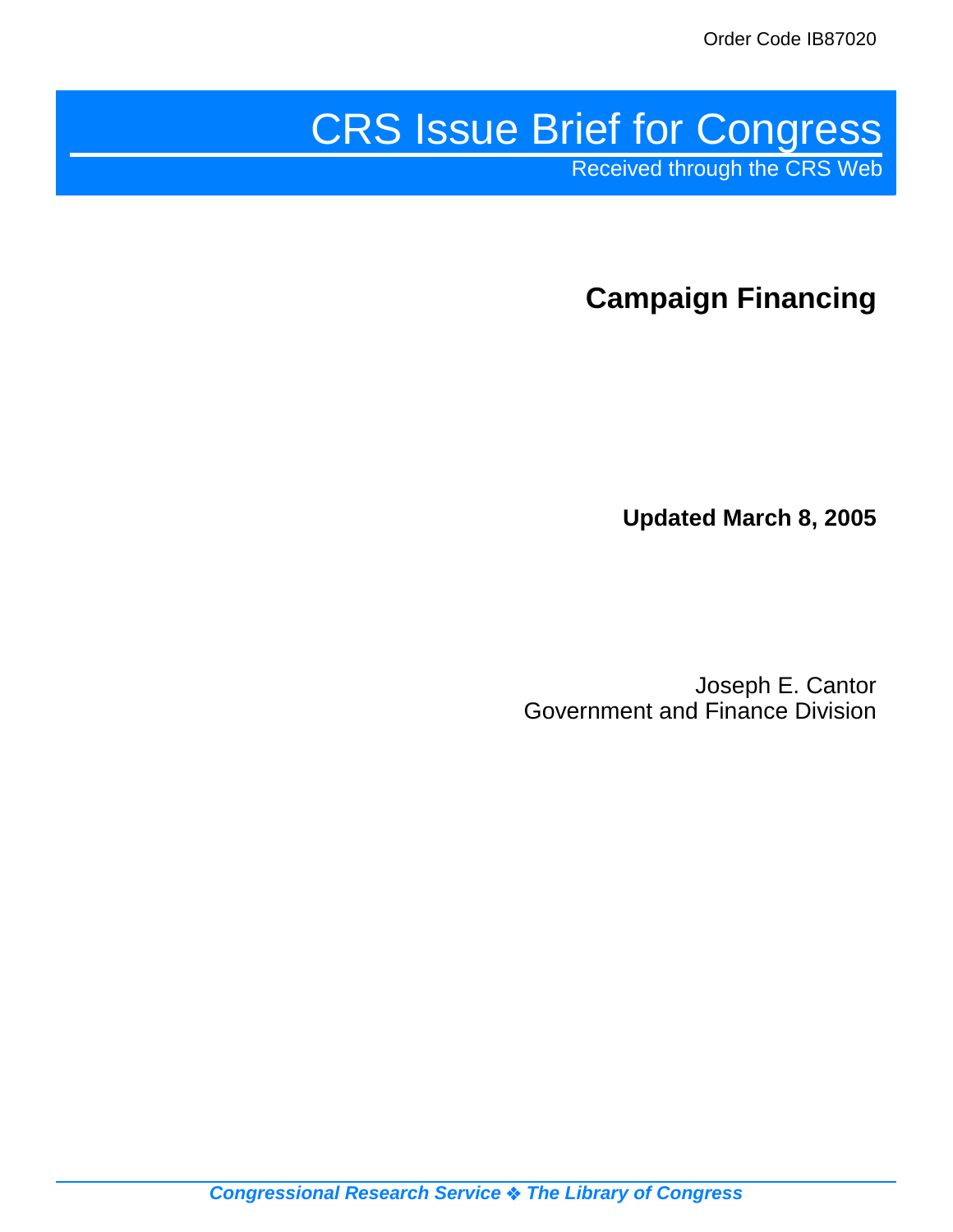Order Code IB87020

# CRS Issue Brief for Congress

Received through the CRS Web

## Campaign Financing

**Updated March 8, 2005**

Joseph E. Cantor
Government and Finance Division

*Congressional Research Service ❖ The Library of Congress*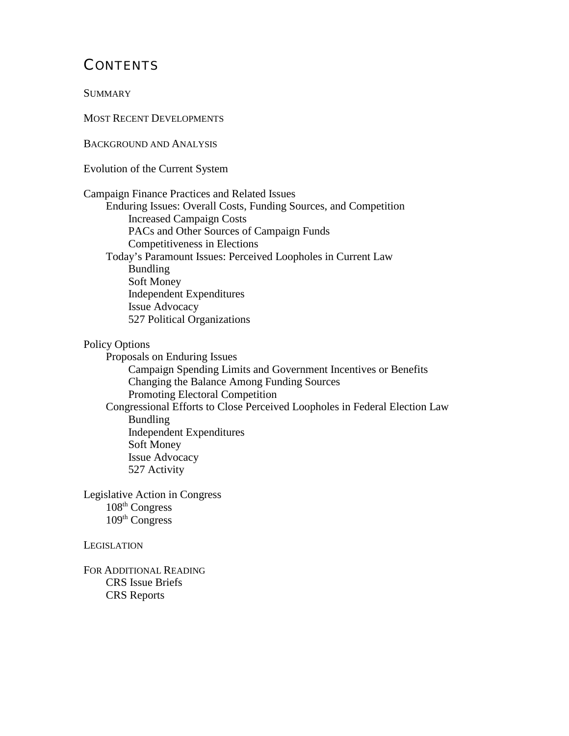# CONTENTS

SUMMARY

MOST RECENT DEVELOPMENTS

BACKGROUND AND ANALYSIS

Evolution of the Current System

Campaign Finance Practices and Related Issues
- Enduring Issues: Overall Costs, Funding Sources, and Competition
  - Increased Campaign Costs
  - PACs and Other Sources of Campaign Funds
  - Competitiveness in Elections
- Today's Paramount Issues: Perceived Loopholes in Current Law
  - Bundling
  - Soft Money
  - Independent Expenditures
  - Issue Advocacy
  - 527 Political Organizations

Policy Options
- Proposals on Enduring Issues
  - Campaign Spending Limits and Government Incentives or Benefits
  - Changing the Balance Among Funding Sources
  - Promoting Electoral Competition
- Congressional Efforts to Close Perceived Loopholes in Federal Election Law
  - Bundling
  - Independent Expenditures
  - Soft Money
  - Issue Advocacy
  - 527 Activity

Legislative Action in Congress
- 108th Congress
- 109th Congress

LEGISLATION

FOR ADDITIONAL READING
- CRS Issue Briefs
- CRS Reports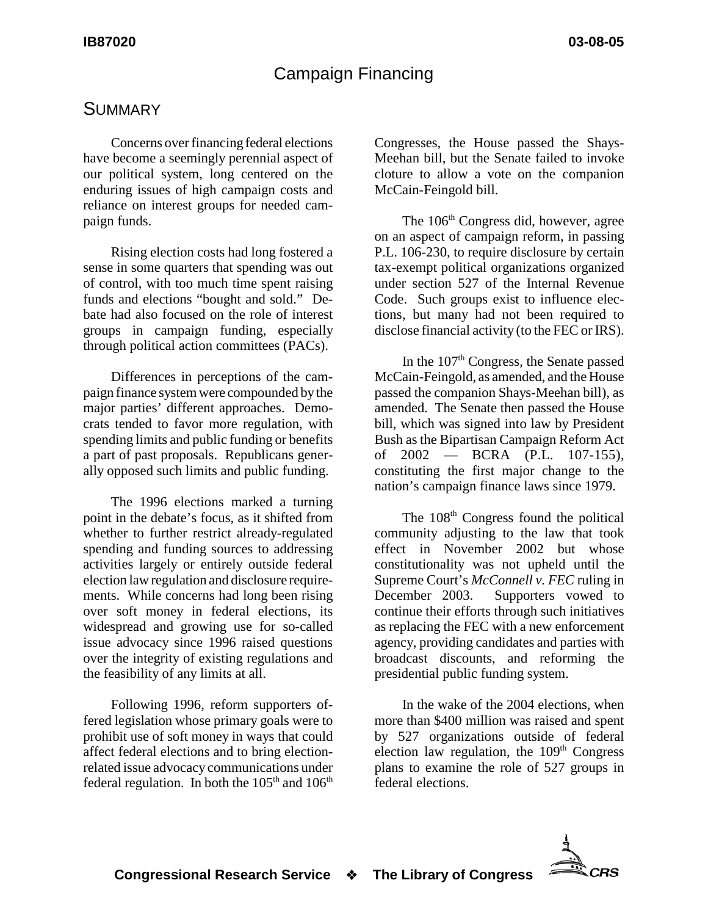# Campaign Financing

## SUMMARY

Concerns over financing federal elections have become a seemingly perennial aspect of our political system, long centered on the enduring issues of high campaign costs and reliance on interest groups for needed campaign funds.

Rising election costs had long fostered a sense in some quarters that spending was out of control, with too much time spent raising funds and elections "bought and sold." Debate had also focused on the role of interest groups in campaign funding, especially through political action committees (PACs).

Differences in perceptions of the campaign finance system were compounded by the major parties' different approaches. Democrats tended to favor more regulation, with spending limits and public funding or benefits a part of past proposals. Republicans generally opposed such limits and public funding.

The 1996 elections marked a turning point in the debate's focus, as it shifted from whether to further restrict already-regulated spending and funding sources to addressing activities largely or entirely outside federal election law regulation and disclosure requirements. While concerns had long been rising over soft money in federal elections, its widespread and growing use for so-called issue advocacy since 1996 raised questions over the integrity of existing regulations and the feasibility of any limits at all.

Following 1996, reform supporters offered legislation whose primary goals were to prohibit use of soft money in ways that could affect federal elections and to bring election-related issue advocacy communications under federal regulation. In both the 105th and 106th Congresses, the House passed the Shays-Meehan bill, but the Senate failed to invoke cloture to allow a vote on the companion McCain-Feingold bill.

The 106th Congress did, however, agree on an aspect of campaign reform, in passing P.L. 106-230, to require disclosure by certain tax-exempt political organizations organized under section 527 of the Internal Revenue Code. Such groups exist to influence elections, but many had not been required to disclose financial activity (to the FEC or IRS).

In the 107th Congress, the Senate passed McCain-Feingold, as amended, and the House passed the companion Shays-Meehan bill), as amended. The Senate then passed the House bill, which was signed into law by President Bush as the Bipartisan Campaign Reform Act of 2002 — BCRA (P.L. 107-155), constituting the first major change to the nation's campaign finance laws since 1979.

The 108th Congress found the political community adjusting to the law that took effect in November 2002 but whose constitutionality was not upheld until the Supreme Court's *McConnell v. FEC* ruling in December 2003. Supporters vowed to continue their efforts through such initiatives as replacing the FEC with a new enforcement agency, providing candidates and parties with broadcast discounts, and reforming the presidential public funding system.

In the wake of the 2004 elections, when more than $400 million was raised and spent by 527 organizations outside of federal election law regulation, the 109th Congress plans to examine the role of 527 groups in federal elections.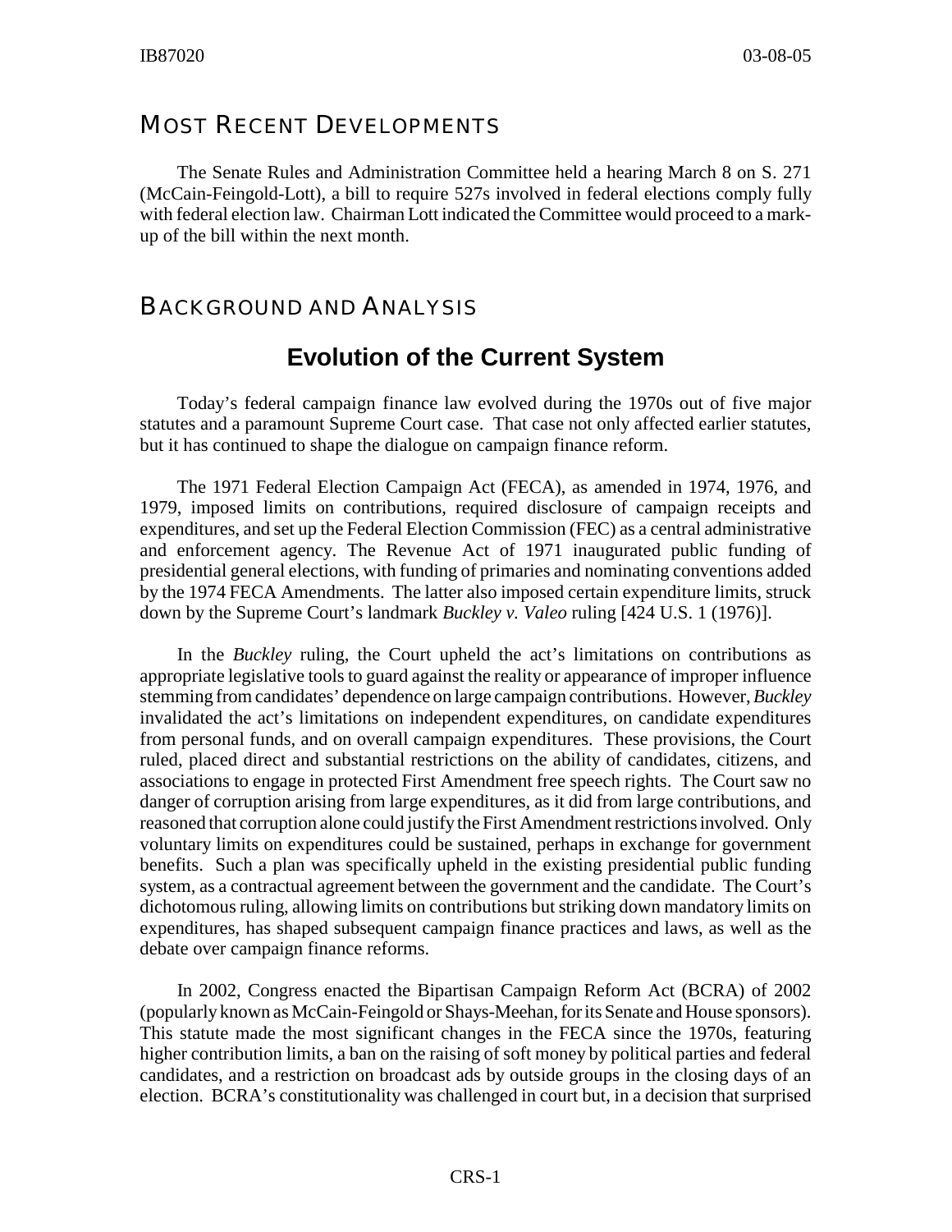## MOST RECENT DEVELOPMENTS

The Senate Rules and Administration Committee held a hearing March 8 on S. 271 (McCain-Feingold-Lott), a bill to require 527s involved in federal elections comply fully with federal election law. Chairman Lott indicated the Committee would proceed to a mark-up of the bill within the next month.

## BACKGROUND AND ANALYSIS

### Evolution of the Current System

Today's federal campaign finance law evolved during the 1970s out of five major statutes and a paramount Supreme Court case. That case not only affected earlier statutes, but it has continued to shape the dialogue on campaign finance reform.

The 1971 Federal Election Campaign Act (FECA), as amended in 1974, 1976, and 1979, imposed limits on contributions, required disclosure of campaign receipts and expenditures, and set up the Federal Election Commission (FEC) as a central administrative and enforcement agency. The Revenue Act of 1971 inaugurated public funding of presidential general elections, with funding of primaries and nominating conventions added by the 1974 FECA Amendments. The latter also imposed certain expenditure limits, struck down by the Supreme Court's landmark *Buckley v. Valeo* ruling [424 U.S. 1 (1976)].

In the *Buckley* ruling, the Court upheld the act's limitations on contributions as appropriate legislative tools to guard against the reality or appearance of improper influence stemming from candidates' dependence on large campaign contributions. However, *Buckley* invalidated the act's limitations on independent expenditures, on candidate expenditures from personal funds, and on overall campaign expenditures. These provisions, the Court ruled, placed direct and substantial restrictions on the ability of candidates, citizens, and associations to engage in protected First Amendment free speech rights. The Court saw no danger of corruption arising from large expenditures, as it did from large contributions, and reasoned that corruption alone could justify the First Amendment restrictions involved. Only voluntary limits on expenditures could be sustained, perhaps in exchange for government benefits. Such a plan was specifically upheld in the existing presidential public funding system, as a contractual agreement between the government and the candidate. The Court's dichotomous ruling, allowing limits on contributions but striking down mandatory limits on expenditures, has shaped subsequent campaign finance practices and laws, as well as the debate over campaign finance reforms.

In 2002, Congress enacted the Bipartisan Campaign Reform Act (BCRA) of 2002 (popularly known as McCain-Feingold or Shays-Meehan, for its Senate and House sponsors). This statute made the most significant changes in the FECA since the 1970s, featuring higher contribution limits, a ban on the raising of soft money by political parties and federal candidates, and a restriction on broadcast ads by outside groups in the closing days of an election. BCRA's constitutionality was challenged in court but, in a decision that surprised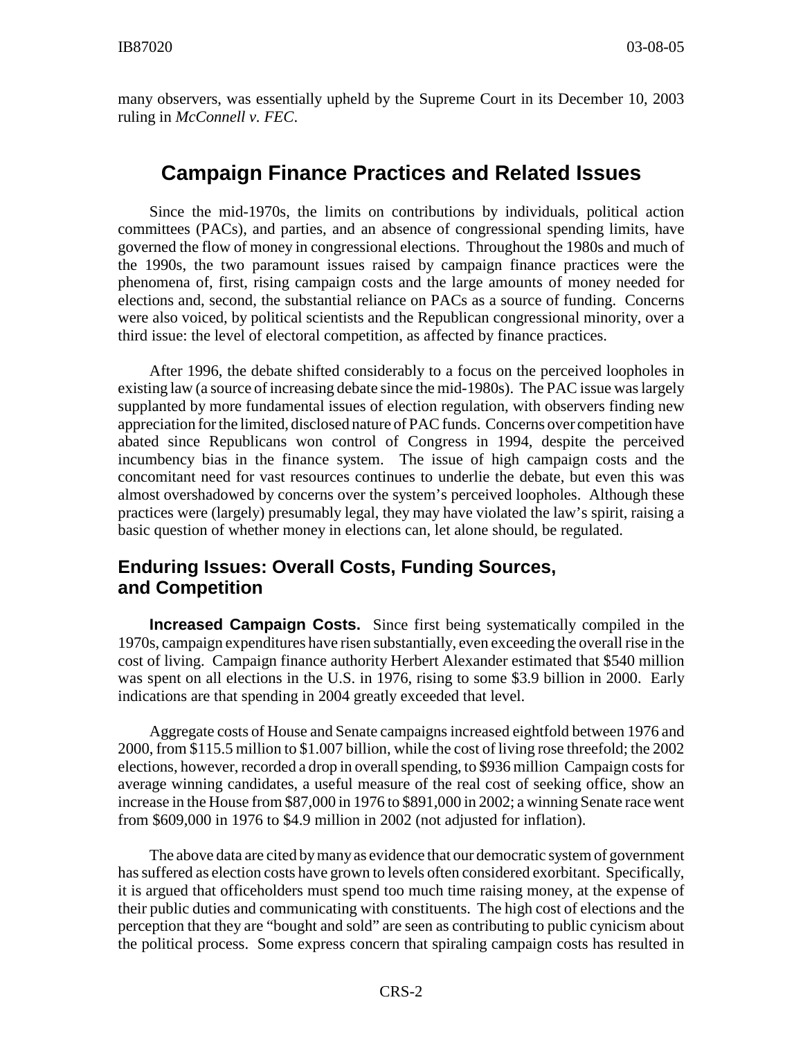many observers, was essentially upheld by the Supreme Court in its December 10, 2003 ruling in *McConnell v. FEC*.

# Campaign Finance Practices and Related Issues

Since the mid-1970s, the limits on contributions by individuals, political action committees (PACs), and parties, and an absence of congressional spending limits, have governed the flow of money in congressional elections. Throughout the 1980s and much of the 1990s, the two paramount issues raised by campaign finance practices were the phenomena of, first, rising campaign costs and the large amounts of money needed for elections and, second, the substantial reliance on PACs as a source of funding. Concerns were also voiced, by political scientists and the Republican congressional minority, over a third issue: the level of electoral competition, as affected by finance practices.

After 1996, the debate shifted considerably to a focus on the perceived loopholes in existing law (a source of increasing debate since the mid-1980s). The PAC issue was largely supplanted by more fundamental issues of election regulation, with observers finding new appreciation for the limited, disclosed nature of PAC funds. Concerns over competition have abated since Republicans won control of Congress in 1994, despite the perceived incumbency bias in the finance system. The issue of high campaign costs and the concomitant need for vast resources continues to underlie the debate, but even this was almost overshadowed by concerns over the system's perceived loopholes. Although these practices were (largely) presumably legal, they may have violated the law's spirit, raising a basic question of whether money in elections can, let alone should, be regulated.

## Enduring Issues: Overall Costs, Funding Sources, and Competition

**Increased Campaign Costs.** Since first being systematically compiled in the 1970s, campaign expenditures have risen substantially, even exceeding the overall rise in the cost of living. Campaign finance authority Herbert Alexander estimated that $540 million was spent on all elections in the U.S. in 1976, rising to some $3.9 billion in 2000. Early indications are that spending in 2004 greatly exceeded that level.

Aggregate costs of House and Senate campaigns increased eightfold between 1976 and 2000, from $115.5 million to $1.007 billion, while the cost of living rose threefold; the 2002 elections, however, recorded a drop in overall spending, to $936 million Campaign costs for average winning candidates, a useful measure of the real cost of seeking office, show an increase in the House from $87,000 in 1976 to $891,000 in 2002; a winning Senate race went from $609,000 in 1976 to $4.9 million in 2002 (not adjusted for inflation).

The above data are cited by many as evidence that our democratic system of government has suffered as election costs have grown to levels often considered exorbitant. Specifically, it is argued that officeholders must spend too much time raising money, at the expense of their public duties and communicating with constituents. The high cost of elections and the perception that they are "bought and sold" are seen as contributing to public cynicism about the political process. Some express concern that spiraling campaign costs has resulted in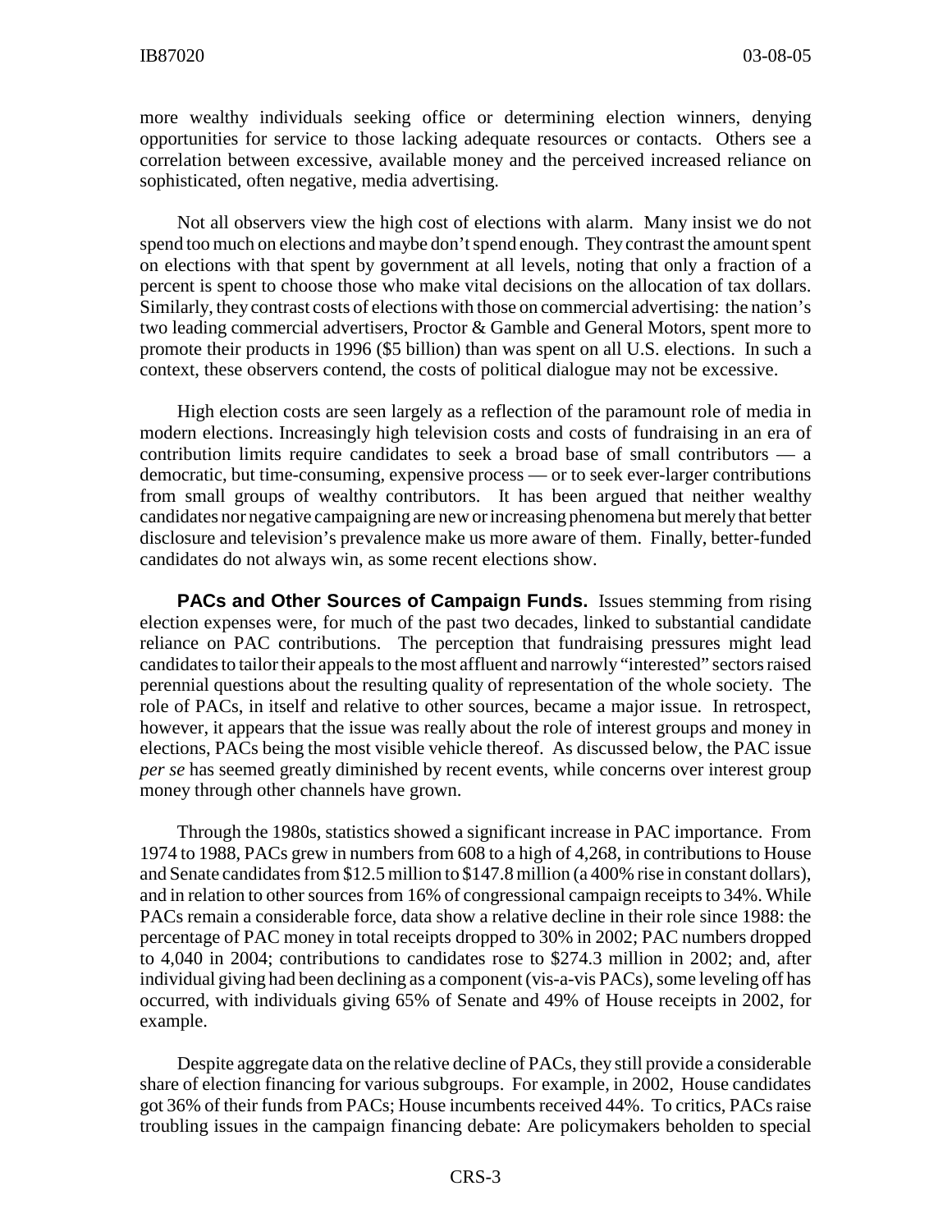more wealthy individuals seeking office or determining election winners, denying opportunities for service to those lacking adequate resources or contacts. Others see a correlation between excessive, available money and the perceived increased reliance on sophisticated, often negative, media advertising.

Not all observers view the high cost of elections with alarm. Many insist we do not spend too much on elections and maybe don't spend enough. They contrast the amount spent on elections with that spent by government at all levels, noting that only a fraction of a percent is spent to choose those who make vital decisions on the allocation of tax dollars. Similarly, they contrast costs of elections with those on commercial advertising: the nation's two leading commercial advertisers, Proctor & Gamble and General Motors, spent more to promote their products in 1996 ($5 billion) than was spent on all U.S. elections. In such a context, these observers contend, the costs of political dialogue may not be excessive.

High election costs are seen largely as a reflection of the paramount role of media in modern elections. Increasingly high television costs and costs of fundraising in an era of contribution limits require candidates to seek a broad base of small contributors — a democratic, but time-consuming, expensive process — or to seek ever-larger contributions from small groups of wealthy contributors. It has been argued that neither wealthy candidates nor negative campaigning are new or increasing phenomena but merely that better disclosure and television's prevalence make us more aware of them. Finally, better-funded candidates do not always win, as some recent elections show.

**PACs and Other Sources of Campaign Funds.** Issues stemming from rising election expenses were, for much of the past two decades, linked to substantial candidate reliance on PAC contributions. The perception that fundraising pressures might lead candidates to tailor their appeals to the most affluent and narrowly "interested" sectors raised perennial questions about the resulting quality of representation of the whole society. The role of PACs, in itself and relative to other sources, became a major issue. In retrospect, however, it appears that the issue was really about the role of interest groups and money in elections, PACs being the most visible vehicle thereof. As discussed below, the PAC issue *per se* has seemed greatly diminished by recent events, while concerns over interest group money through other channels have grown.

Through the 1980s, statistics showed a significant increase in PAC importance. From 1974 to 1988, PACs grew in numbers from 608 to a high of 4,268, in contributions to House and Senate candidates from $12.5 million to $147.8 million (a 400% rise in constant dollars), and in relation to other sources from 16% of congressional campaign receipts to 34%. While PACs remain a considerable force, data show a relative decline in their role since 1988: the percentage of PAC money in total receipts dropped to 30% in 2002; PAC numbers dropped to 4,040 in 2004; contributions to candidates rose to $274.3 million in 2002; and, after individual giving had been declining as a component (vis-a-vis PACs), some leveling off has occurred, with individuals giving 65% of Senate and 49% of House receipts in 2002, for example.

Despite aggregate data on the relative decline of PACs, they still provide a considerable share of election financing for various subgroups. For example, in 2002, House candidates got 36% of their funds from PACs; House incumbents received 44%. To critics, PACs raise troubling issues in the campaign financing debate: Are policymakers beholden to special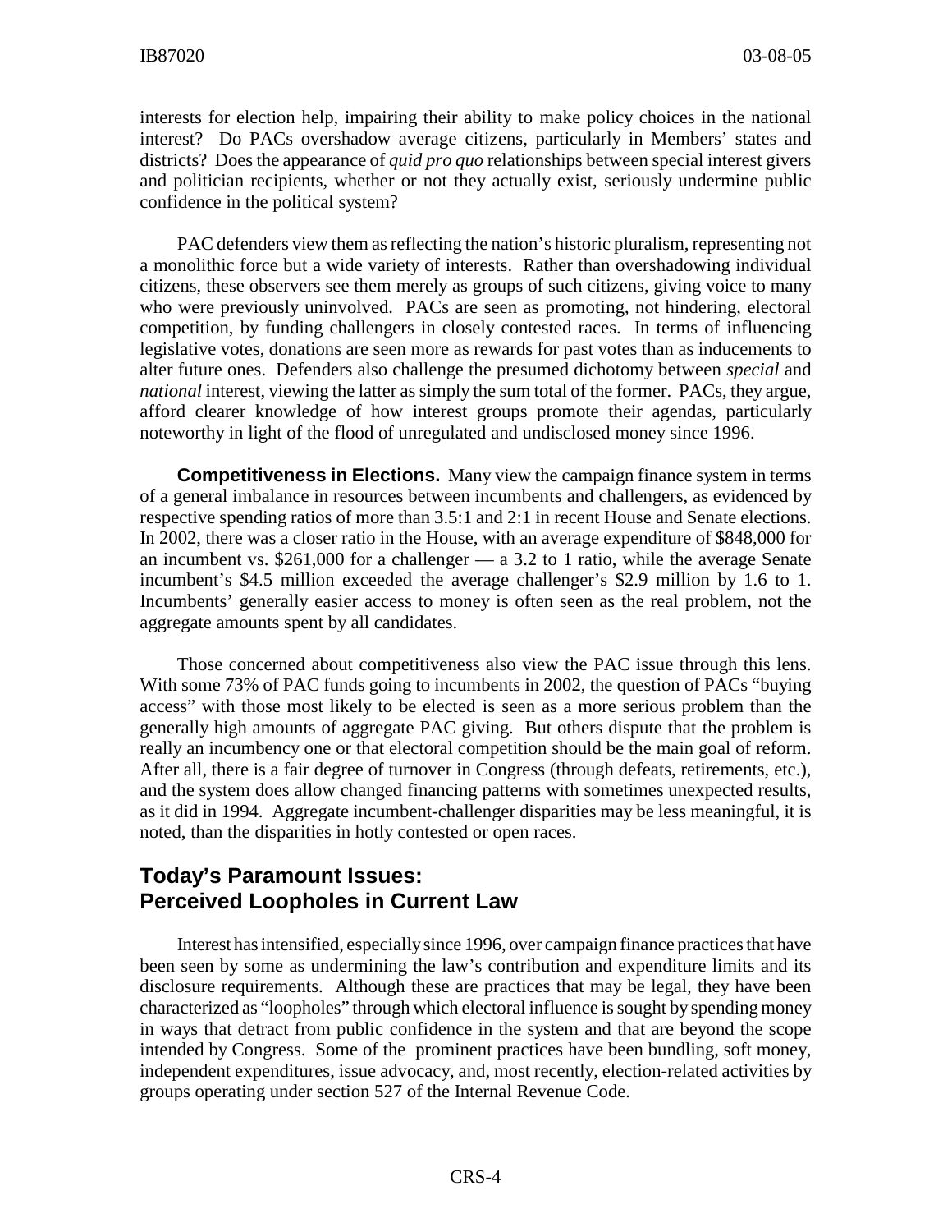interests for election help, impairing their ability to make policy choices in the national interest? Do PACs overshadow average citizens, particularly in Members' states and districts? Does the appearance of *quid pro quo* relationships between special interest givers and politician recipients, whether or not they actually exist, seriously undermine public confidence in the political system?

PAC defenders view them as reflecting the nation's historic pluralism, representing not a monolithic force but a wide variety of interests. Rather than overshadowing individual citizens, these observers see them merely as groups of such citizens, giving voice to many who were previously uninvolved. PACs are seen as promoting, not hindering, electoral competition, by funding challengers in closely contested races. In terms of influencing legislative votes, donations are seen more as rewards for past votes than as inducements to alter future ones. Defenders also challenge the presumed dichotomy between *special* and *national* interest, viewing the latter as simply the sum total of the former. PACs, they argue, afford clearer knowledge of how interest groups promote their agendas, particularly noteworthy in light of the flood of unregulated and undisclosed money since 1996.

**Competitiveness in Elections.** Many view the campaign finance system in terms of a general imbalance in resources between incumbents and challengers, as evidenced by respective spending ratios of more than 3.5:1 and 2:1 in recent House and Senate elections. In 2002, there was a closer ratio in the House, with an average expenditure of $848,000 for an incumbent vs. $261,000 for a challenger — a 3.2 to 1 ratio, while the average Senate incumbent's $4.5 million exceeded the average challenger's $2.9 million by 1.6 to 1. Incumbents' generally easier access to money is often seen as the real problem, not the aggregate amounts spent by all candidates.

Those concerned about competitiveness also view the PAC issue through this lens. With some 73% of PAC funds going to incumbents in 2002, the question of PACs "buying access" with those most likely to be elected is seen as a more serious problem than the generally high amounts of aggregate PAC giving. But others dispute that the problem is really an incumbency one or that electoral competition should be the main goal of reform. After all, there is a fair degree of turnover in Congress (through defeats, retirements, etc.), and the system does allow changed financing patterns with sometimes unexpected results, as it did in 1994. Aggregate incumbent-challenger disparities may be less meaningful, it is noted, than the disparities in hotly contested or open races.

## Today's Paramount Issues: Perceived Loopholes in Current Law

Interest has intensified, especially since 1996, over campaign finance practices that have been seen by some as undermining the law's contribution and expenditure limits and its disclosure requirements. Although these are practices that may be legal, they have been characterized as "loopholes" through which electoral influence is sought by spending money in ways that detract from public confidence in the system and that are beyond the scope intended by Congress. Some of the prominent practices have been bundling, soft money, independent expenditures, issue advocacy, and, most recently, election-related activities by groups operating under section 527 of the Internal Revenue Code.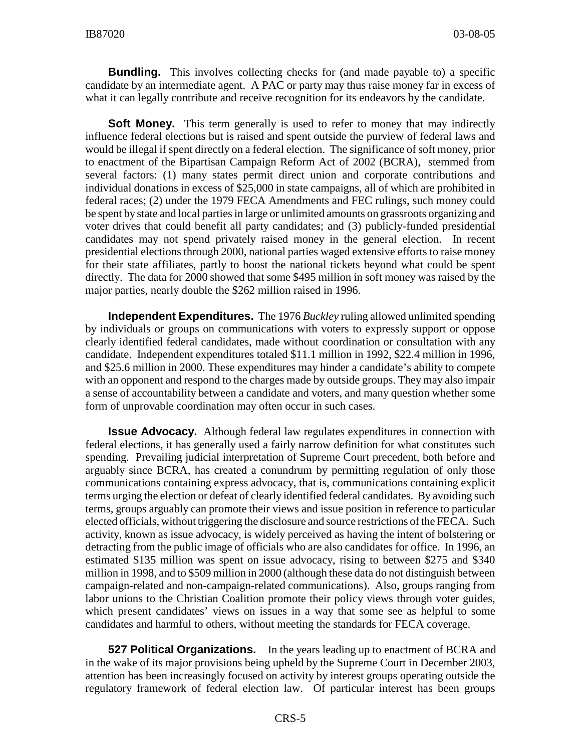**Bundling.** This involves collecting checks for (and made payable to) a specific candidate by an intermediate agent. A PAC or party may thus raise money far in excess of what it can legally contribute and receive recognition for its endeavors by the candidate.

**Soft Money.** This term generally is used to refer to money that may indirectly influence federal elections but is raised and spent outside the purview of federal laws and would be illegal if spent directly on a federal election. The significance of soft money, prior to enactment of the Bipartisan Campaign Reform Act of 2002 (BCRA), stemmed from several factors: (1) many states permit direct union and corporate contributions and individual donations in excess of $25,000 in state campaigns, all of which are prohibited in federal races; (2) under the 1979 FECA Amendments and FEC rulings, such money could be spent by state and local parties in large or unlimited amounts on grassroots organizing and voter drives that could benefit all party candidates; and (3) publicly-funded presidential candidates may not spend privately raised money in the general election. In recent presidential elections through 2000, national parties waged extensive efforts to raise money for their state affiliates, partly to boost the national tickets beyond what could be spent directly. The data for 2000 showed that some $495 million in soft money was raised by the major parties, nearly double the $262 million raised in 1996.

**Independent Expenditures.** The 1976 *Buckley* ruling allowed unlimited spending by individuals or groups on communications with voters to expressly support or oppose clearly identified federal candidates, made without coordination or consultation with any candidate. Independent expenditures totaled $11.1 million in 1992, $22.4 million in 1996, and $25.6 million in 2000. These expenditures may hinder a candidate's ability to compete with an opponent and respond to the charges made by outside groups. They may also impair a sense of accountability between a candidate and voters, and many question whether some form of unprovable coordination may often occur in such cases.

**Issue Advocacy.** Although federal law regulates expenditures in connection with federal elections, it has generally used a fairly narrow definition for what constitutes such spending. Prevailing judicial interpretation of Supreme Court precedent, both before and arguably since BCRA, has created a conundrum by permitting regulation of only those communications containing express advocacy, that is, communications containing explicit terms urging the election or defeat of clearly identified federal candidates. By avoiding such terms, groups arguably can promote their views and issue position in reference to particular elected officials, without triggering the disclosure and source restrictions of the FECA. Such activity, known as issue advocacy, is widely perceived as having the intent of bolstering or detracting from the public image of officials who are also candidates for office. In 1996, an estimated $135 million was spent on issue advocacy, rising to between $275 and $340 million in 1998, and to $509 million in 2000 (although these data do not distinguish between campaign-related and non-campaign-related communications). Also, groups ranging from labor unions to the Christian Coalition promote their policy views through voter guides, which present candidates' views on issues in a way that some see as helpful to some candidates and harmful to others, without meeting the standards for FECA coverage.

**527 Political Organizations.** In the years leading up to enactment of BCRA and in the wake of its major provisions being upheld by the Supreme Court in December 2003, attention has been increasingly focused on activity by interest groups operating outside the regulatory framework of federal election law. Of particular interest has been groups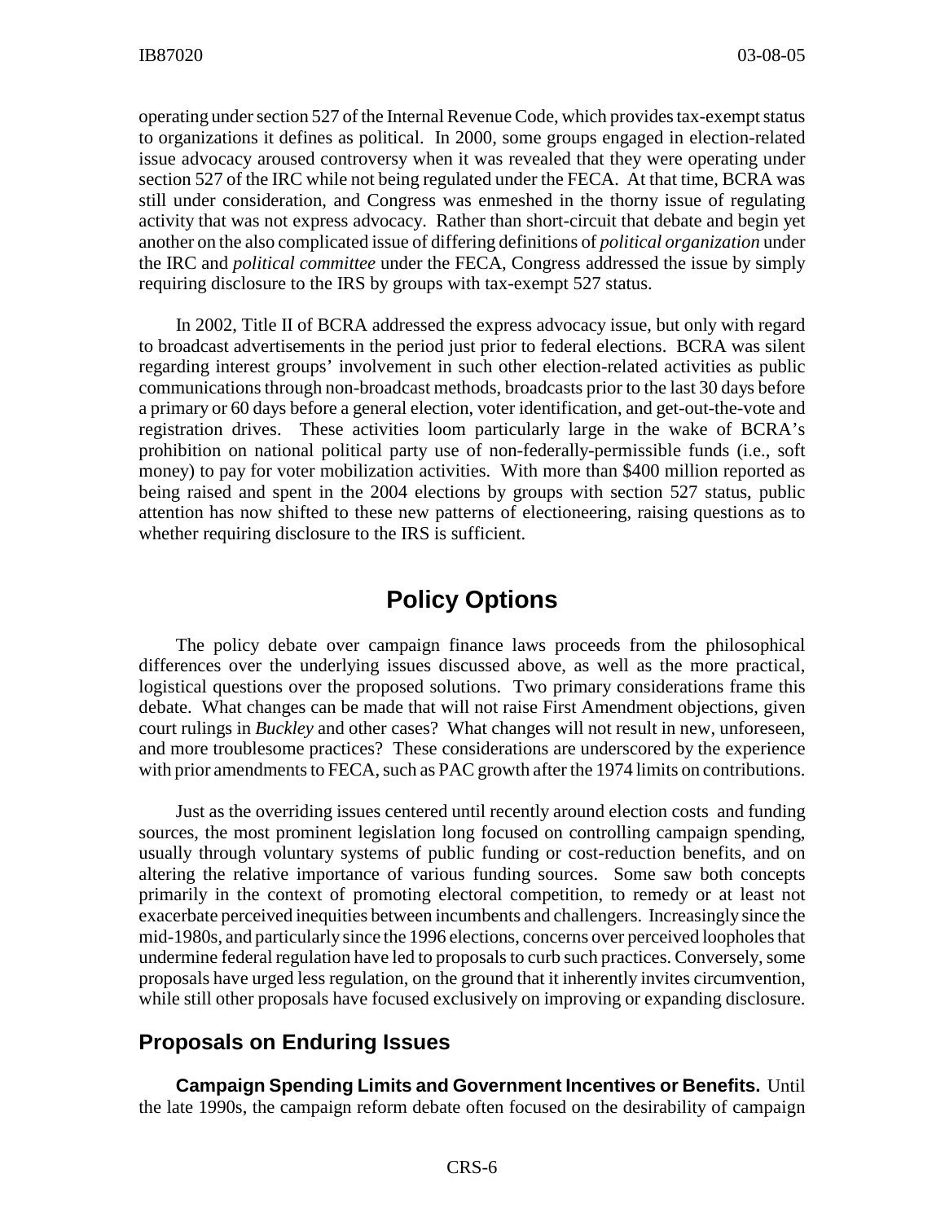operating under section 527 of the Internal Revenue Code, which provides tax-exempt status to organizations it defines as political. In 2000, some groups engaged in election-related issue advocacy aroused controversy when it was revealed that they were operating under section 527 of the IRC while not being regulated under the FECA. At that time, BCRA was still under consideration, and Congress was enmeshed in the thorny issue of regulating activity that was not express advocacy. Rather than short-circuit that debate and begin yet another on the also complicated issue of differing definitions of *political organization* under the IRC and *political committee* under the FECA, Congress addressed the issue by simply requiring disclosure to the IRS by groups with tax-exempt 527 status.

In 2002, Title II of BCRA addressed the express advocacy issue, but only with regard to broadcast advertisements in the period just prior to federal elections. BCRA was silent regarding interest groups' involvement in such other election-related activities as public communications through non-broadcast methods, broadcasts prior to the last 30 days before a primary or 60 days before a general election, voter identification, and get-out-the-vote and registration drives. These activities loom particularly large in the wake of BCRA's prohibition on national political party use of non-federally-permissible funds (i.e., soft money) to pay for voter mobilization activities. With more than $400 million reported as being raised and spent in the 2004 elections by groups with section 527 status, public attention has now shifted to these new patterns of electioneering, raising questions as to whether requiring disclosure to the IRS is sufficient.

# Policy Options

The policy debate over campaign finance laws proceeds from the philosophical differences over the underlying issues discussed above, as well as the more practical, logistical questions over the proposed solutions. Two primary considerations frame this debate. What changes can be made that will not raise First Amendment objections, given court rulings in *Buckley* and other cases? What changes will not result in new, unforeseen, and more troublesome practices? These considerations are underscored by the experience with prior amendments to FECA, such as PAC growth after the 1974 limits on contributions.

Just as the overriding issues centered until recently around election costs and funding sources, the most prominent legislation long focused on controlling campaign spending, usually through voluntary systems of public funding or cost-reduction benefits, and on altering the relative importance of various funding sources. Some saw both concepts primarily in the context of promoting electoral competition, to remedy or at least not exacerbate perceived inequities between incumbents and challengers. Increasingly since the mid-1980s, and particularly since the 1996 elections, concerns over perceived loopholes that undermine federal regulation have led to proposals to curb such practices. Conversely, some proposals have urged less regulation, on the ground that it inherently invites circumvention, while still other proposals have focused exclusively on improving or expanding disclosure.

## Proposals on Enduring Issues

**Campaign Spending Limits and Government Incentives or Benefits.** Until the late 1990s, the campaign reform debate often focused on the desirability of campaign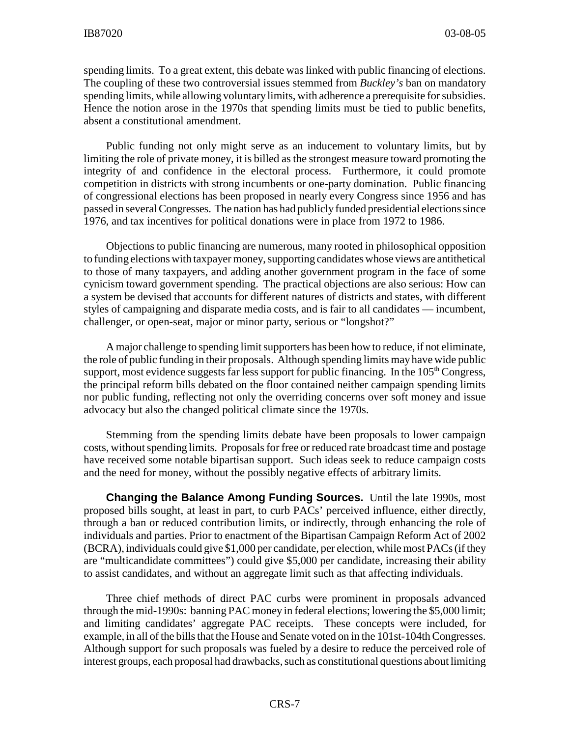spending limits. To a great extent, this debate was linked with public financing of elections. The coupling of these two controversial issues stemmed from *Buckley's* ban on mandatory spending limits, while allowing voluntary limits, with adherence a prerequisite for subsidies. Hence the notion arose in the 1970s that spending limits must be tied to public benefits, absent a constitutional amendment.

Public funding not only might serve as an inducement to voluntary limits, but by limiting the role of private money, it is billed as the strongest measure toward promoting the integrity of and confidence in the electoral process. Furthermore, it could promote competition in districts with strong incumbents or one-party domination. Public financing of congressional elections has been proposed in nearly every Congress since 1956 and has passed in several Congresses. The nation has had publicly funded presidential elections since 1976, and tax incentives for political donations were in place from 1972 to 1986.

Objections to public financing are numerous, many rooted in philosophical opposition to funding elections with taxpayer money, supporting candidates whose views are antithetical to those of many taxpayers, and adding another government program in the face of some cynicism toward government spending. The practical objections are also serious: How can a system be devised that accounts for different natures of districts and states, with different styles of campaigning and disparate media costs, and is fair to all candidates — incumbent, challenger, or open-seat, major or minor party, serious or "longshot?"

A major challenge to spending limit supporters has been how to reduce, if not eliminate, the role of public funding in their proposals. Although spending limits may have wide public support, most evidence suggests far less support for public financing. In the 105th Congress, the principal reform bills debated on the floor contained neither campaign spending limits nor public funding, reflecting not only the overriding concerns over soft money and issue advocacy but also the changed political climate since the 1970s.

Stemming from the spending limits debate have been proposals to lower campaign costs, without spending limits. Proposals for free or reduced rate broadcast time and postage have received some notable bipartisan support. Such ideas seek to reduce campaign costs and the need for money, without the possibly negative effects of arbitrary limits.

**Changing the Balance Among Funding Sources.** Until the late 1990s, most proposed bills sought, at least in part, to curb PACs' perceived influence, either directly, through a ban or reduced contribution limits, or indirectly, through enhancing the role of individuals and parties. Prior to enactment of the Bipartisan Campaign Reform Act of 2002 (BCRA), individuals could give $1,000 per candidate, per election, while most PACs (if they are "multicandidate committees") could give $5,000 per candidate, increasing their ability to assist candidates, and without an aggregate limit such as that affecting individuals.

Three chief methods of direct PAC curbs were prominent in proposals advanced through the mid-1990s: banning PAC money in federal elections; lowering the $5,000 limit; and limiting candidates' aggregate PAC receipts. These concepts were included, for example, in all of the bills that the House and Senate voted on in the 101st-104th Congresses. Although support for such proposals was fueled by a desire to reduce the perceived role of interest groups, each proposal had drawbacks, such as constitutional questions about limiting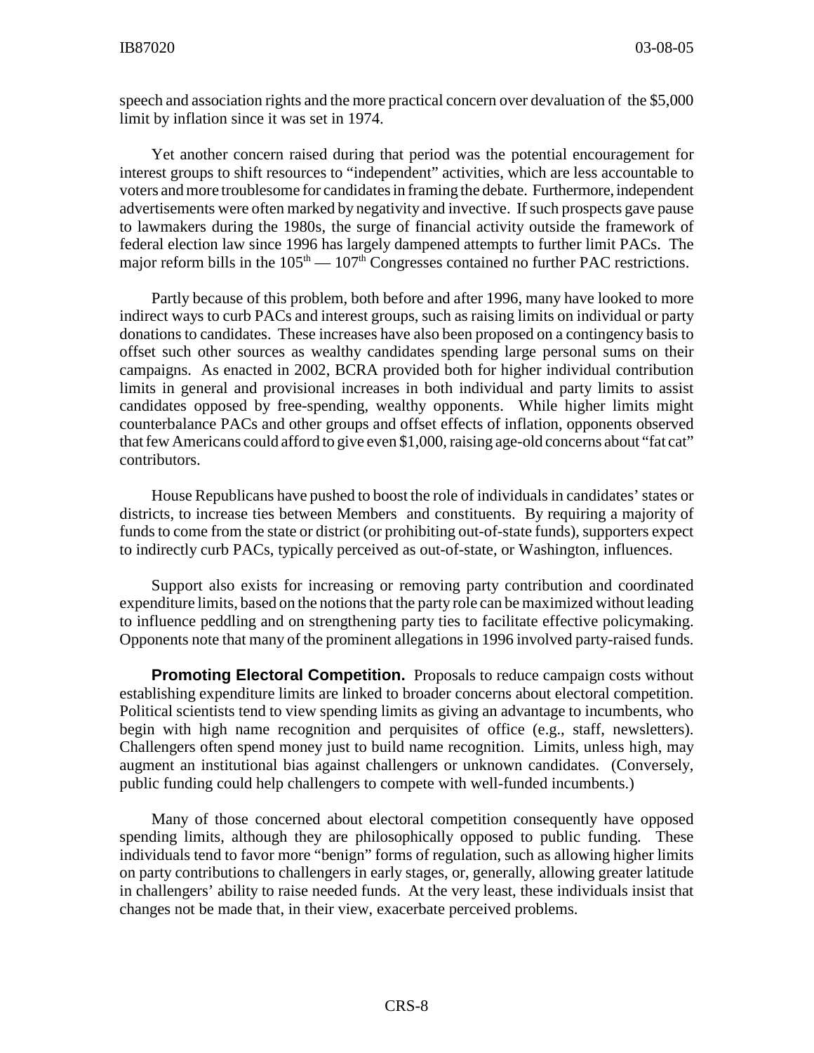speech and association rights and the more practical concern over devaluation of the $5,000 limit by inflation since it was set in 1974.

Yet another concern raised during that period was the potential encouragement for interest groups to shift resources to "independent" activities, which are less accountable to voters and more troublesome for candidates in framing the debate. Furthermore, independent advertisements were often marked by negativity and invective. If such prospects gave pause to lawmakers during the 1980s, the surge of financial activity outside the framework of federal election law since 1996 has largely dampened attempts to further limit PACs. The major reform bills in the $105^{th}$ — $107^{th}$ Congresses contained no further PAC restrictions.

Partly because of this problem, both before and after 1996, many have looked to more indirect ways to curb PACs and interest groups, such as raising limits on individual or party donations to candidates. These increases have also been proposed on a contingency basis to offset such other sources as wealthy candidates spending large personal sums on their campaigns. As enacted in 2002, BCRA provided both for higher individual contribution limits in general and provisional increases in both individual and party limits to assist candidates opposed by free-spending, wealthy opponents. While higher limits might counterbalance PACs and other groups and offset effects of inflation, opponents observed that few Americans could afford to give even $1,000, raising age-old concerns about "fat cat" contributors.

House Republicans have pushed to boost the role of individuals in candidates' states or districts, to increase ties between Members and constituents. By requiring a majority of funds to come from the state or district (or prohibiting out-of-state funds), supporters expect to indirectly curb PACs, typically perceived as out-of-state, or Washington, influences.

Support also exists for increasing or removing party contribution and coordinated expenditure limits, based on the notions that the party role can be maximized without leading to influence peddling and on strengthening party ties to facilitate effective policymaking. Opponents note that many of the prominent allegations in 1996 involved party-raised funds.

**Promoting Electoral Competition.** Proposals to reduce campaign costs without establishing expenditure limits are linked to broader concerns about electoral competition. Political scientists tend to view spending limits as giving an advantage to incumbents, who begin with high name recognition and perquisites of office (e.g., staff, newsletters). Challengers often spend money just to build name recognition. Limits, unless high, may augment an institutional bias against challengers or unknown candidates. (Conversely, public funding could help challengers to compete with well-funded incumbents.)

Many of those concerned about electoral competition consequently have opposed spending limits, although they are philosophically opposed to public funding. These individuals tend to favor more "benign" forms of regulation, such as allowing higher limits on party contributions to challengers in early stages, or, generally, allowing greater latitude in challengers' ability to raise needed funds. At the very least, these individuals insist that changes not be made that, in their view, exacerbate perceived problems.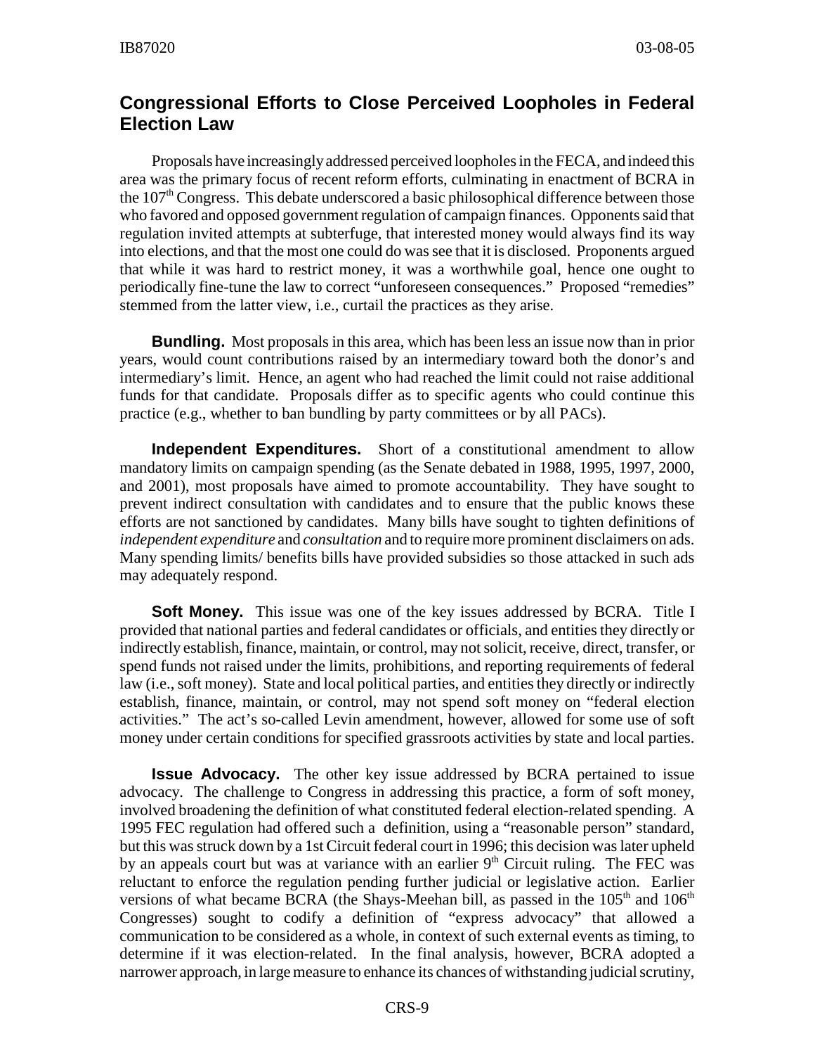## Congressional Efforts to Close Perceived Loopholes in Federal Election Law

Proposals have increasingly addressed perceived loopholes in the FECA, and indeed this area was the primary focus of recent reform efforts, culminating in enactment of BCRA in the 107th Congress. This debate underscored a basic philosophical difference between those who favored and opposed government regulation of campaign finances. Opponents said that regulation invited attempts at subterfuge, that interested money would always find its way into elections, and that the most one could do was see that it is disclosed. Proponents argued that while it was hard to restrict money, it was a worthwhile goal, hence one ought to periodically fine-tune the law to correct "unforeseen consequences." Proposed "remedies" stemmed from the latter view, i.e., curtail the practices as they arise.

**Bundling.** Most proposals in this area, which has been less an issue now than in prior years, would count contributions raised by an intermediary toward both the donor's and intermediary's limit. Hence, an agent who had reached the limit could not raise additional funds for that candidate. Proposals differ as to specific agents who could continue this practice (e.g., whether to ban bundling by party committees or by all PACs).

**Independent Expenditures.** Short of a constitutional amendment to allow mandatory limits on campaign spending (as the Senate debated in 1988, 1995, 1997, 2000, and 2001), most proposals have aimed to promote accountability. They have sought to prevent indirect consultation with candidates and to ensure that the public knows these efforts are not sanctioned by candidates. Many bills have sought to tighten definitions of *independent expenditure* and *consultation* and to require more prominent disclaimers on ads. Many spending limits/ benefits bills have provided subsidies so those attacked in such ads may adequately respond.

**Soft Money.** This issue was one of the key issues addressed by BCRA. Title I provided that national parties and federal candidates or officials, and entities they directly or indirectly establish, finance, maintain, or control, may not solicit, receive, direct, transfer, or spend funds not raised under the limits, prohibitions, and reporting requirements of federal law (i.e., soft money). State and local political parties, and entities they directly or indirectly establish, finance, maintain, or control, may not spend soft money on "federal election activities." The act's so-called Levin amendment, however, allowed for some use of soft money under certain conditions for specified grassroots activities by state and local parties.

**Issue Advocacy.** The other key issue addressed by BCRA pertained to issue advocacy. The challenge to Congress in addressing this practice, a form of soft money, involved broadening the definition of what constituted federal election-related spending. A 1995 FEC regulation had offered such a definition, using a "reasonable person" standard, but this was struck down by a 1st Circuit federal court in 1996; this decision was later upheld by an appeals court but was at variance with an earlier 9th Circuit ruling. The FEC was reluctant to enforce the regulation pending further judicial or legislative action. Earlier versions of what became BCRA (the Shays-Meehan bill, as passed in the 105th and 106th Congresses) sought to codify a definition of "express advocacy" that allowed a communication to be considered as a whole, in context of such external events as timing, to determine if it was election-related. In the final analysis, however, BCRA adopted a narrower approach, in large measure to enhance its chances of withstanding judicial scrutiny,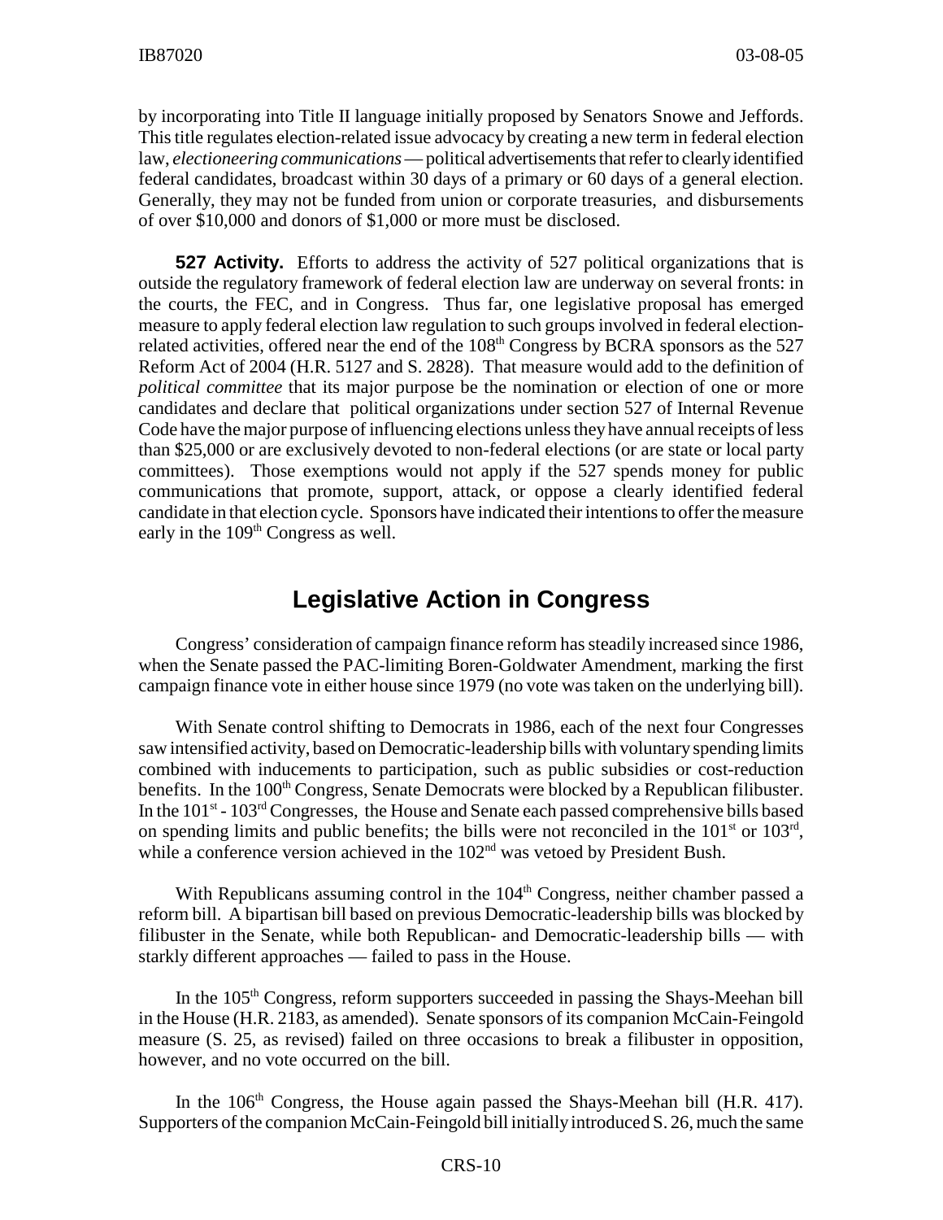by incorporating into Title II language initially proposed by Senators Snowe and Jeffords. This title regulates election-related issue advocacy by creating a new term in federal election law, *electioneering communications* — political advertisements that refer to clearly identified federal candidates, broadcast within 30 days of a primary or 60 days of a general election. Generally, they may not be funded from union or corporate treasuries, and disbursements of over $10,000 and donors of $1,000 or more must be disclosed.

**527 Activity.** Efforts to address the activity of 527 political organizations that is outside the regulatory framework of federal election law are underway on several fronts: in the courts, the FEC, and in Congress. Thus far, one legislative proposal has emerged measure to apply federal election law regulation to such groups involved in federal election-related activities, offered near the end of the 108th Congress by BCRA sponsors as the 527 Reform Act of 2004 (H.R. 5127 and S. 2828). That measure would add to the definition of *political committee* that its major purpose be the nomination or election of one or more candidates and declare that political organizations under section 527 of Internal Revenue Code have the major purpose of influencing elections unless they have annual receipts of less than $25,000 or are exclusively devoted to non-federal elections (or are state or local party committees). Those exemptions would not apply if the 527 spends money for public communications that promote, support, attack, or oppose a clearly identified federal candidate in that election cycle. Sponsors have indicated their intentions to offer the measure early in the 109th Congress as well.

## Legislative Action in Congress

Congress' consideration of campaign finance reform has steadily increased since 1986, when the Senate passed the PAC-limiting Boren-Goldwater Amendment, marking the first campaign finance vote in either house since 1979 (no vote was taken on the underlying bill).

With Senate control shifting to Democrats in 1986, each of the next four Congresses saw intensified activity, based on Democratic-leadership bills with voluntary spending limits combined with inducements to participation, such as public subsidies or cost-reduction benefits. In the 100th Congress, Senate Democrats were blocked by a Republican filibuster. In the 101st - 103rd Congresses, the House and Senate each passed comprehensive bills based on spending limits and public benefits; the bills were not reconciled in the 101st or 103rd, while a conference version achieved in the 102nd was vetoed by President Bush.

With Republicans assuming control in the 104th Congress, neither chamber passed a reform bill. A bipartisan bill based on previous Democratic-leadership bills was blocked by filibuster in the Senate, while both Republican- and Democratic-leadership bills — with starkly different approaches — failed to pass in the House.

In the 105th Congress, reform supporters succeeded in passing the Shays-Meehan bill in the House (H.R. 2183, as amended). Senate sponsors of its companion McCain-Feingold measure (S. 25, as revised) failed on three occasions to break a filibuster in opposition, however, and no vote occurred on the bill.

In the 106th Congress, the House again passed the Shays-Meehan bill (H.R. 417). Supporters of the companion McCain-Feingold bill initially introduced S. 26, much the same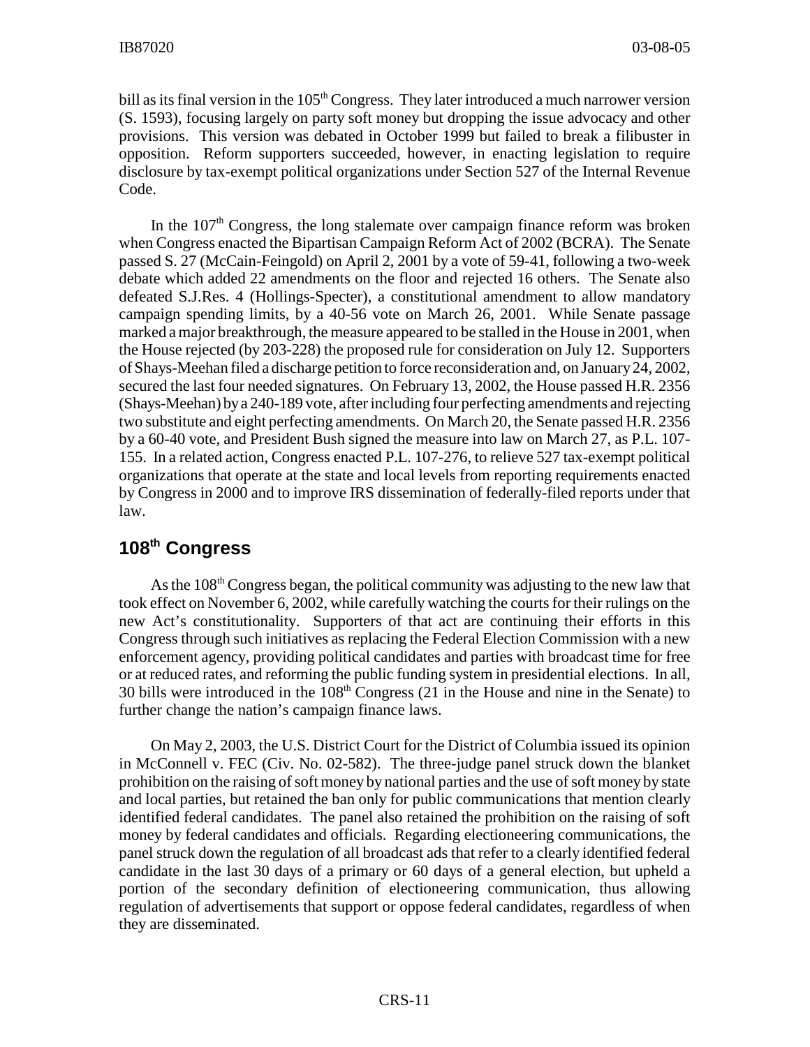bill as its final version in the 105th Congress. They later introduced a much narrower version (S. 1593), focusing largely on party soft money but dropping the issue advocacy and other provisions. This version was debated in October 1999 but failed to break a filibuster in opposition. Reform supporters succeeded, however, in enacting legislation to require disclosure by tax-exempt political organizations under Section 527 of the Internal Revenue Code.

In the 107th Congress, the long stalemate over campaign finance reform was broken when Congress enacted the Bipartisan Campaign Reform Act of 2002 (BCRA). The Senate passed S. 27 (McCain-Feingold) on April 2, 2001 by a vote of 59-41, following a two-week debate which added 22 amendments on the floor and rejected 16 others. The Senate also defeated S.J.Res. 4 (Hollings-Specter), a constitutional amendment to allow mandatory campaign spending limits, by a 40-56 vote on March 26, 2001. While Senate passage marked a major breakthrough, the measure appeared to be stalled in the House in 2001, when the House rejected (by 203-228) the proposed rule for consideration on July 12. Supporters of Shays-Meehan filed a discharge petition to force reconsideration and, on January 24, 2002, secured the last four needed signatures. On February 13, 2002, the House passed H.R. 2356 (Shays-Meehan) by a 240-189 vote, after including four perfecting amendments and rejecting two substitute and eight perfecting amendments. On March 20, the Senate passed H.R. 2356 by a 60-40 vote, and President Bush signed the measure into law on March 27, as P.L. 107-155. In a related action, Congress enacted P.L. 107-276, to relieve 527 tax-exempt political organizations that operate at the state and local levels from reporting requirements enacted by Congress in 2000 and to improve IRS dissemination of federally-filed reports under that law.

## 108th Congress

As the 108th Congress began, the political community was adjusting to the new law that took effect on November 6, 2002, while carefully watching the courts for their rulings on the new Act's constitutionality. Supporters of that act are continuing their efforts in this Congress through such initiatives as replacing the Federal Election Commission with a new enforcement agency, providing political candidates and parties with broadcast time for free or at reduced rates, and reforming the public funding system in presidential elections. In all, 30 bills were introduced in the 108th Congress (21 in the House and nine in the Senate) to further change the nation's campaign finance laws.

On May 2, 2003, the U.S. District Court for the District of Columbia issued its opinion in McConnell v. FEC (Civ. No. 02-582). The three-judge panel struck down the blanket prohibition on the raising of soft money by national parties and the use of soft money by state and local parties, but retained the ban only for public communications that mention clearly identified federal candidates. The panel also retained the prohibition on the raising of soft money by federal candidates and officials. Regarding electioneering communications, the panel struck down the regulation of all broadcast ads that refer to a clearly identified federal candidate in the last 30 days of a primary or 60 days of a general election, but upheld a portion of the secondary definition of electioneering communication, thus allowing regulation of advertisements that support or oppose federal candidates, regardless of when they are disseminated.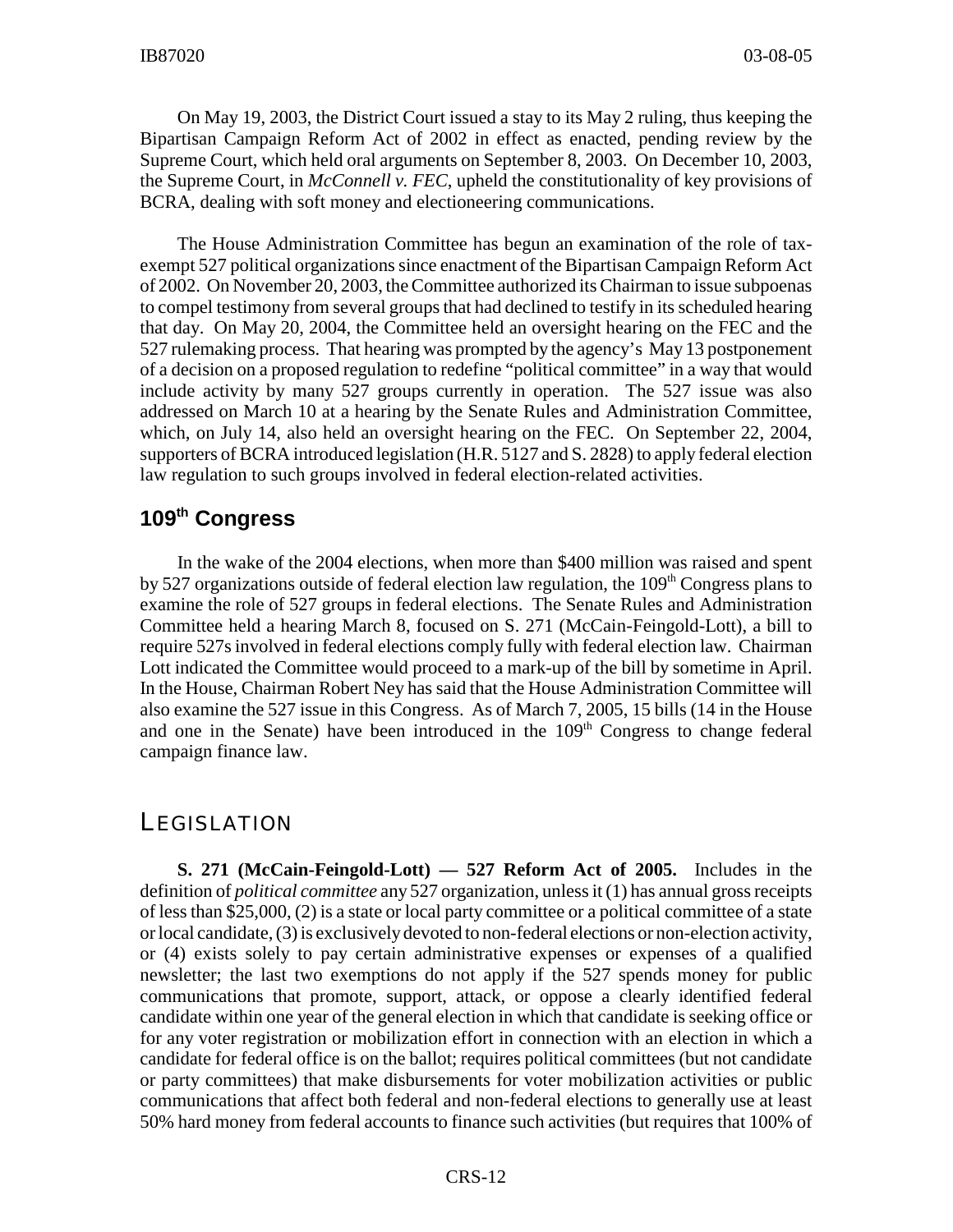On May 19, 2003, the District Court issued a stay to its May 2 ruling, thus keeping the Bipartisan Campaign Reform Act of 2002 in effect as enacted, pending review by the Supreme Court, which held oral arguments on September 8, 2003. On December 10, 2003, the Supreme Court, in *McConnell v. FEC*, upheld the constitutionality of key provisions of BCRA, dealing with soft money and electioneering communications.

The House Administration Committee has begun an examination of the role of tax-exempt 527 political organizations since enactment of the Bipartisan Campaign Reform Act of 2002. On November 20, 2003, the Committee authorized its Chairman to issue subpoenas to compel testimony from several groups that had declined to testify in its scheduled hearing that day. On May 20, 2004, the Committee held an oversight hearing on the FEC and the 527 rulemaking process. That hearing was prompted by the agency's May 13 postponement of a decision on a proposed regulation to redefine "political committee" in a way that would include activity by many 527 groups currently in operation. The 527 issue was also addressed on March 10 at a hearing by the Senate Rules and Administration Committee, which, on July 14, also held an oversight hearing on the FEC. On September 22, 2004, supporters of BCRA introduced legislation (H.R. 5127 and S. 2828) to apply federal election law regulation to such groups involved in federal election-related activities.

## 109th Congress

In the wake of the 2004 elections, when more than $400 million was raised and spent by 527 organizations outside of federal election law regulation, the 109th Congress plans to examine the role of 527 groups in federal elections. The Senate Rules and Administration Committee held a hearing March 8, focused on S. 271 (McCain-Feingold-Lott), a bill to require 527s involved in federal elections comply fully with federal election law. Chairman Lott indicated the Committee would proceed to a mark-up of the bill by sometime in April. In the House, Chairman Robert Ney has said that the House Administration Committee will also examine the 527 issue in this Congress. As of March 7, 2005, 15 bills (14 in the House and one in the Senate) have been introduced in the 109th Congress to change federal campaign finance law.

# Legislation

**S. 271 (McCain-Feingold-Lott) — 527 Reform Act of 2005.** Includes in the definition of *political committee* any 527 organization, unless it (1) has annual gross receipts of less than $25,000, (2) is a state or local party committee or a political committee of a state or local candidate, (3) is exclusively devoted to non-federal elections or non-election activity, or (4) exists solely to pay certain administrative expenses or expenses of a qualified newsletter; the last two exemptions do not apply if the 527 spends money for public communications that promote, support, attack, or oppose a clearly identified federal candidate within one year of the general election in which that candidate is seeking office or for any voter registration or mobilization effort in connection with an election in which a candidate for federal office is on the ballot; requires political committees (but not candidate or party committees) that make disbursements for voter mobilization activities or public communications that affect both federal and non-federal elections to generally use at least 50% hard money from federal accounts to finance such activities (but requires that 100% of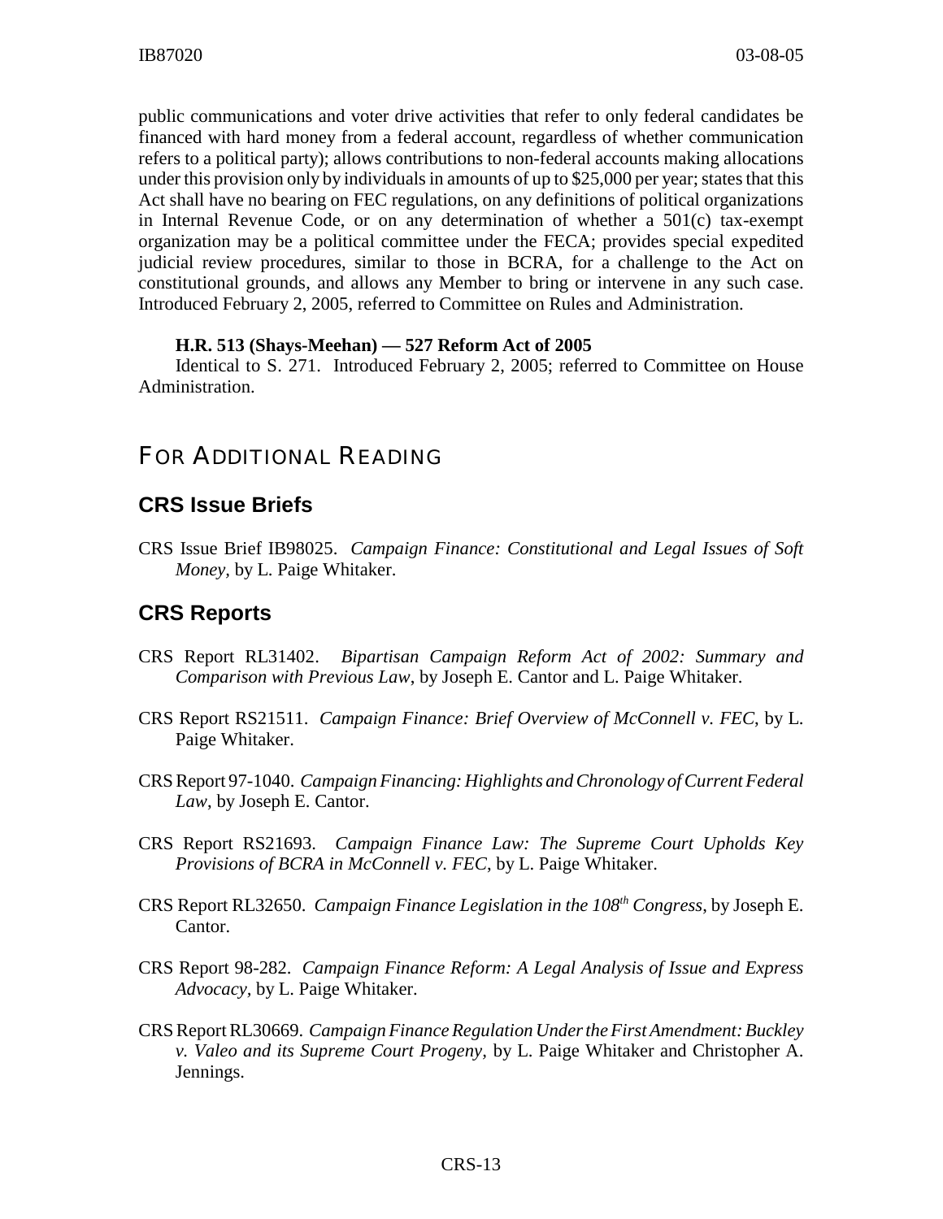public communications and voter drive activities that refer to only federal candidates be financed with hard money from a federal account, regardless of whether communication refers to a political party); allows contributions to non-federal accounts making allocations under this provision only by individuals in amounts of up to $25,000 per year; states that this Act shall have no bearing on FEC regulations, on any definitions of political organizations in Internal Revenue Code, or on any determination of whether a 501(c) tax-exempt organization may be a political committee under the FECA; provides special expedited judicial review procedures, similar to those in BCRA, for a challenge to the Act on constitutional grounds, and allows any Member to bring or intervene in any such case. Introduced February 2, 2005, referred to Committee on Rules and Administration.

**H.R. 513 (Shays-Meehan) — 527 Reform Act of 2005**

Identical to S. 271. Introduced February 2, 2005; referred to Committee on House Administration.

# FOR ADDITIONAL READING

## CRS Issue Briefs

CRS Issue Brief IB98025. *Campaign Finance: Constitutional and Legal Issues of Soft Money*, by L. Paige Whitaker.

## CRS Reports

CRS Report RL31402. *Bipartisan Campaign Reform Act of 2002: Summary and Comparison with Previous Law*, by Joseph E. Cantor and L. Paige Whitaker.

CRS Report RS21511. *Campaign Finance: Brief Overview of McConnell v. FEC*, by L. Paige Whitaker.

CRS Report 97-1040. *Campaign Financing: Highlights and Chronology of Current Federal Law*, by Joseph E. Cantor.

CRS Report RS21693. *Campaign Finance Law: The Supreme Court Upholds Key Provisions of BCRA in McConnell v. FEC*, by L. Paige Whitaker.

CRS Report RL32650. *Campaign Finance Legislation in the 108th Congress*, by Joseph E. Cantor.

CRS Report 98-282. *Campaign Finance Reform: A Legal Analysis of Issue and Express Advocacy*, by L. Paige Whitaker.

CRS Report RL30669. *Campaign Finance Regulation Under the First Amendment: Buckley v. Valeo and its Supreme Court Progeny*, by L. Paige Whitaker and Christopher A. Jennings.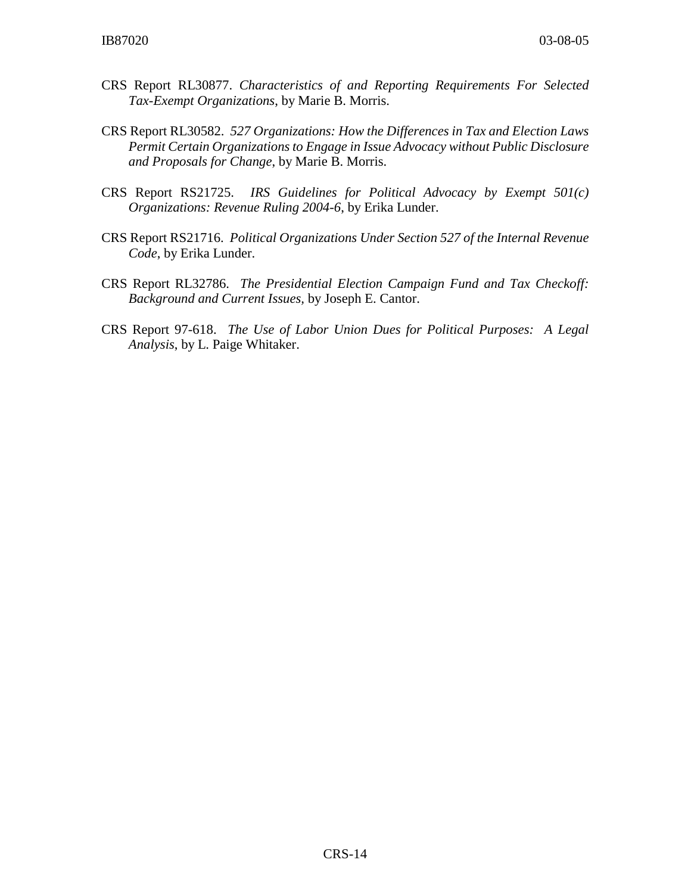CRS Report RL30877. *Characteristics of and Reporting Requirements For Selected Tax-Exempt Organizations*, by Marie B. Morris.

CRS Report RL30582. *527 Organizations: How the Differences in Tax and Election Laws Permit Certain Organizations to Engage in Issue Advocacy without Public Disclosure and Proposals for Change*, by Marie B. Morris.

CRS Report RS21725. *IRS Guidelines for Political Advocacy by Exempt 501(c) Organizations: Revenue Ruling 2004-6*, by Erika Lunder.

CRS Report RS21716. *Political Organizations Under Section 527 of the Internal Revenue Code*, by Erika Lunder.

CRS Report RL32786. *The Presidential Election Campaign Fund and Tax Checkoff: Background and Current Issues*, by Joseph E. Cantor.

CRS Report 97-618. *The Use of Labor Union Dues for Political Purposes: A Legal Analysis*, by L. Paige Whitaker.